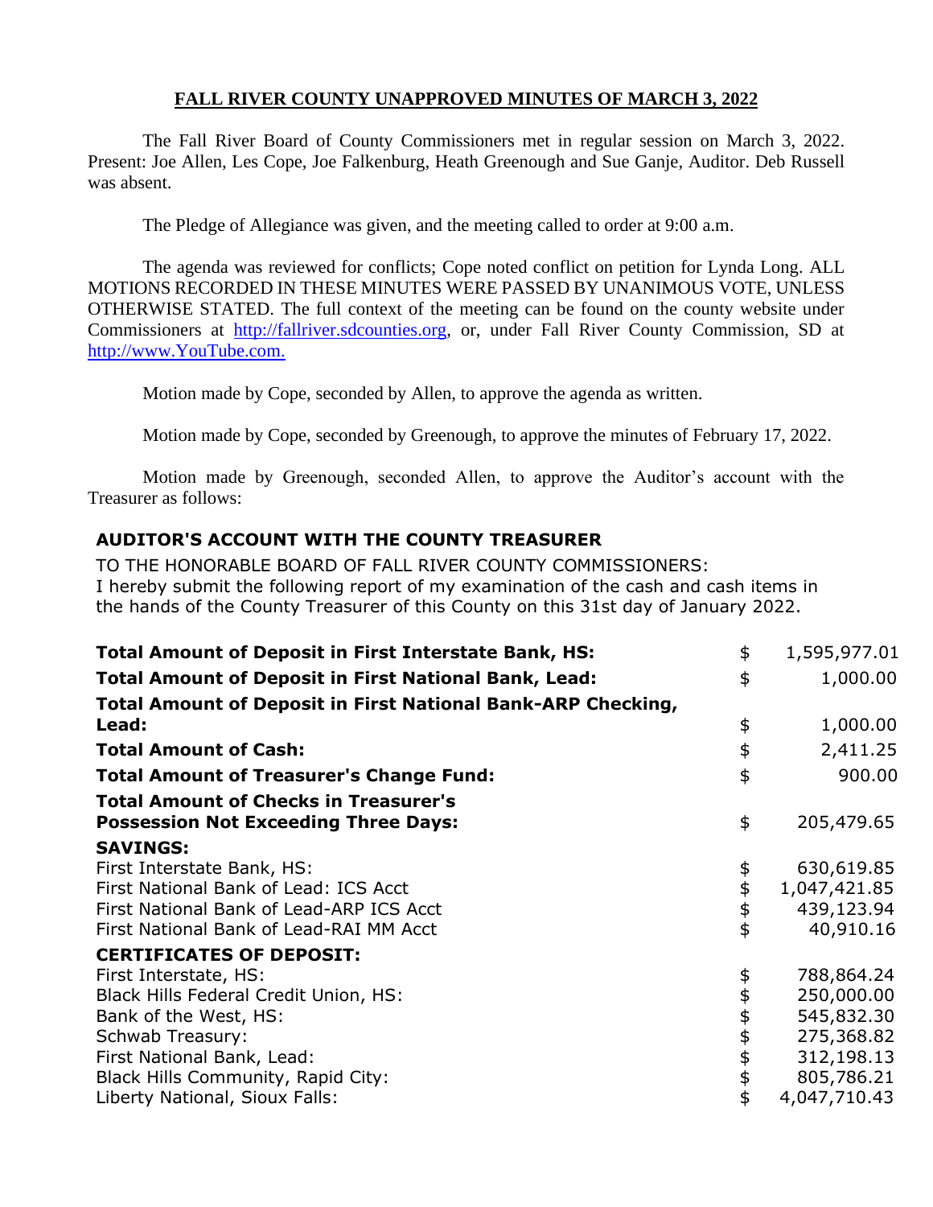# FALL RIVER COUNTY UNAPPROVED MINUTES OF MARCH 3, 2022

The Fall River Board of County Commissioners met in regular session on March 3, 2022. Present: Joe Allen, Les Cope, Joe Falkenburg, Heath Greenough and Sue Ganje, Auditor. Deb Russell was absent.

The Pledge of Allegiance was given, and the meeting called to order at 9:00 a.m.

The agenda was reviewed for conflicts; Cope noted conflict on petition for Lynda Long. ALL MOTIONS RECORDED IN THESE MINUTES WERE PASSED BY UNANIMOUS VOTE, UNLESS OTHERWISE STATED. The full context of the meeting can be found on the county website under Commissioners at http://fallriver.sdcounties.org, or, under Fall River County Commission, SD at http://www.YouTube.com.

Motion made by Cope, seconded by Allen, to approve the agenda as written.

Motion made by Cope, seconded by Greenough, to approve the minutes of February 17, 2022.

Motion made by Greenough, seconded Allen, to approve the Auditor's account with the Treasurer as follows:

## AUDITOR'S ACCOUNT WITH THE COUNTY TREASURER

TO THE HONORABLE BOARD OF FALL RIVER COUNTY COMMISSIONERS:
I hereby submit the following report of my examination of the cash and cash items in the hands of the County Treasurer of this County on this 31st day of January 2022.

| | | |
|---|---|---|
| **Total Amount of Deposit in First Interstate Bank, HS:** | $ | 1,595,977.01 |
| **Total Amount of Deposit in First National Bank, Lead:** | $ | 1,000.00 |
| **Total Amount of Deposit in First National Bank-ARP Checking, Lead:** | $ | 1,000.00 |
| **Total Amount of Cash:** | $ | 2,411.25 |
| **Total Amount of Treasurer's Change Fund:** | $ | 900.00 |
| **Total Amount of Checks in Treasurer's Possession Not Exceeding Three Days:** | $ | 205,479.65 |
| **SAVINGS:** | | |
| First Interstate Bank, HS: | $ | 630,619.85 |
| First National Bank of Lead: ICS Acct | $ | 1,047,421.85 |
| First National Bank of Lead-ARP ICS Acct | $ | 439,123.94 |
| First National Bank of Lead-RAI MM Acct | $ | 40,910.16 |
| **CERTIFICATES OF DEPOSIT:** | | |
| First Interstate, HS: | $ | 788,864.24 |
| Black Hills Federal Credit Union, HS: | $ | 250,000.00 |
| Bank of the West, HS: | $ | 545,832.30 |
| Schwab Treasury: | $ | 275,368.82 |
| First National Bank, Lead: | $ | 312,198.13 |
| Black Hills Community, Rapid City: | $ | 805,786.21 |
| Liberty National, Sioux Falls: | $ | 4,047,710.43 |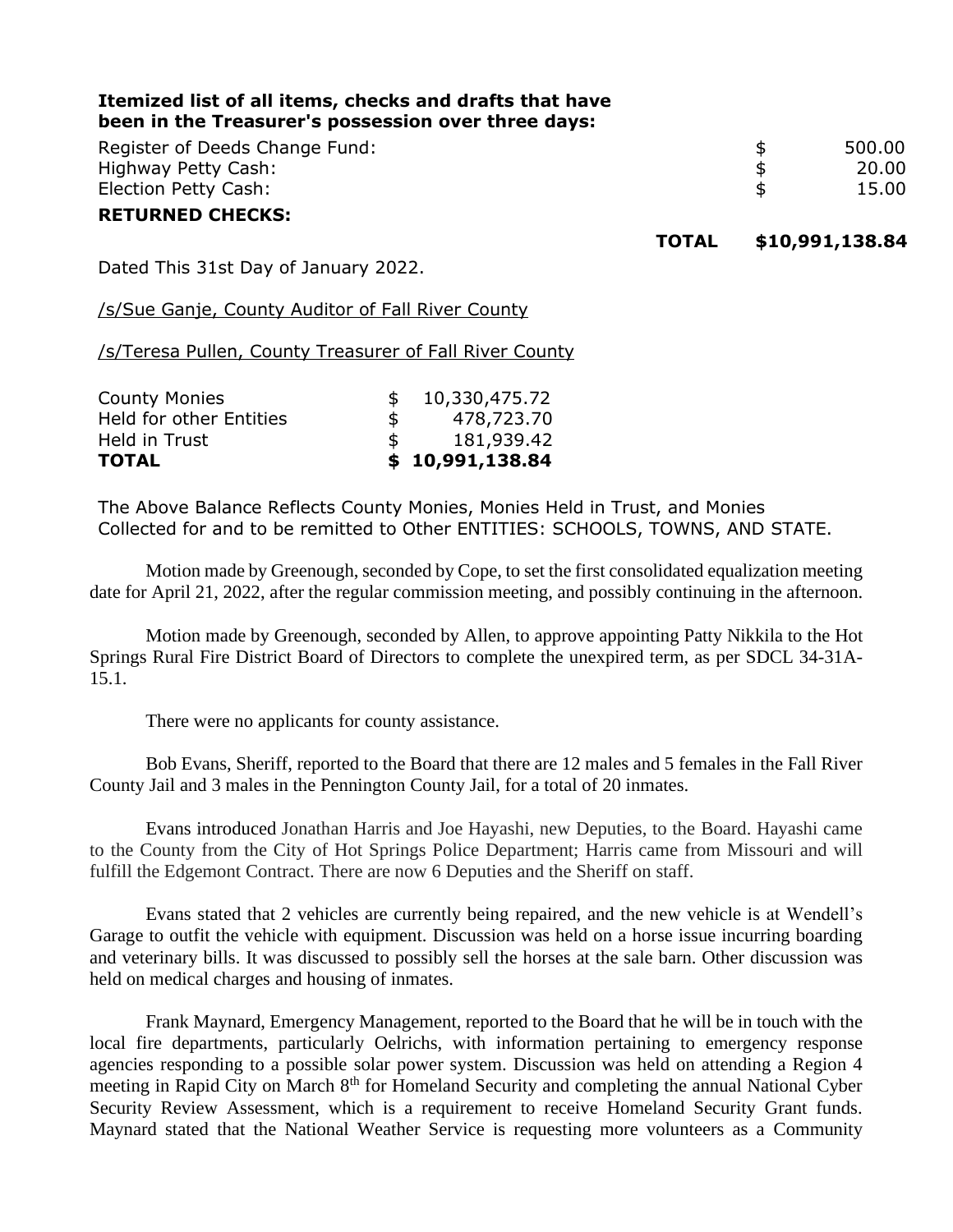**Itemized list of all items, checks and drafts that have been in the Treasurer's possession over three days:**

| | | |
|---|---|---|
| Register of Deeds Change Fund: | $ | 500.00 |
| Highway Petty Cash: | $ | 20.00 |
| Election Petty Cash: | $ | 15.00 |

**RETURNED CHECKS:**

**TOTAL $10,991,138.84**

Dated This 31st Day of January 2022.

/s/Sue Ganje, County Auditor of Fall River County

/s/Teresa Pullen, County Treasurer of Fall River County

| | | |
|---|---|---|
| County Monies | $ | 10,330,475.72 |
| Held for other Entities | $ | 478,723.70 |
| Held in Trust | $ | 181,939.42 |
| **TOTAL** | **$** | **10,991,138.84** |

The Above Balance Reflects County Monies, Monies Held in Trust, and Monies Collected for and to be remitted to Other ENTITIES: SCHOOLS, TOWNS, AND STATE.

Motion made by Greenough, seconded by Cope, to set the first consolidated equalization meeting date for April 21, 2022, after the regular commission meeting, and possibly continuing in the afternoon.

Motion made by Greenough, seconded by Allen, to approve appointing Patty Nikkila to the Hot Springs Rural Fire District Board of Directors to complete the unexpired term, as per SDCL 34-31A-15.1.

There were no applicants for county assistance.

Bob Evans, Sheriff, reported to the Board that there are 12 males and 5 females in the Fall River County Jail and 3 males in the Pennington County Jail, for a total of 20 inmates.

Evans introduced Jonathan Harris and Joe Hayashi, new Deputies, to the Board. Hayashi came to the County from the City of Hot Springs Police Department; Harris came from Missouri and will fulfill the Edgemont Contract. There are now 6 Deputies and the Sheriff on staff.

Evans stated that 2 vehicles are currently being repaired, and the new vehicle is at Wendell's Garage to outfit the vehicle with equipment. Discussion was held on a horse issue incurring boarding and veterinary bills. It was discussed to possibly sell the horses at the sale barn. Other discussion was held on medical charges and housing of inmates.

Frank Maynard, Emergency Management, reported to the Board that he will be in touch with the local fire departments, particularly Oelrichs, with information pertaining to emergency response agencies responding to a possible solar power system. Discussion was held on attending a Region 4 meeting in Rapid City on March 8th for Homeland Security and completing the annual National Cyber Security Review Assessment, which is a requirement to receive Homeland Security Grant funds. Maynard stated that the National Weather Service is requesting more volunteers as a Community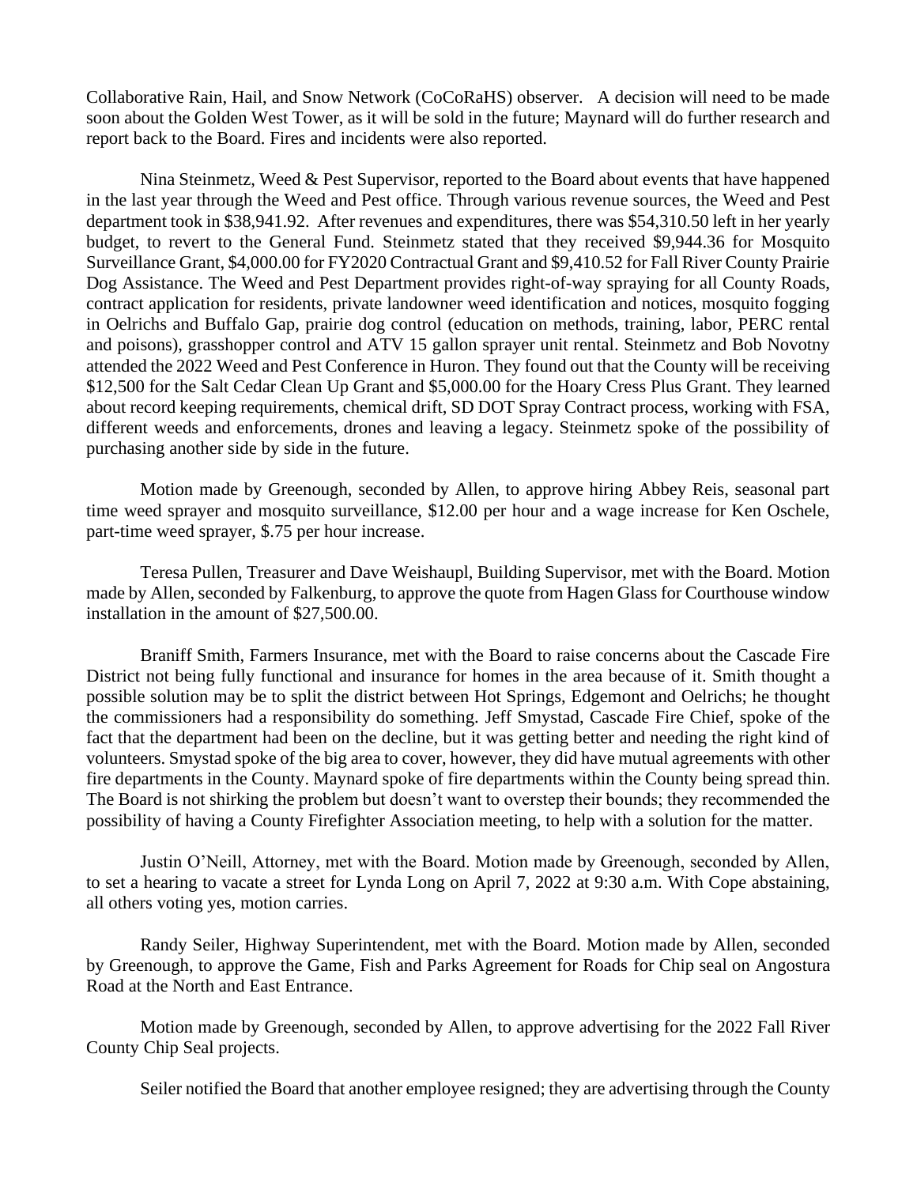Collaborative Rain, Hail, and Snow Network (CoCoRaHS) observer. A decision will need to be made soon about the Golden West Tower, as it will be sold in the future; Maynard will do further research and report back to the Board. Fires and incidents were also reported.

Nina Steinmetz, Weed & Pest Supervisor, reported to the Board about events that have happened in the last year through the Weed and Pest office. Through various revenue sources, the Weed and Pest department took in $38,941.92. After revenues and expenditures, there was $54,310.50 left in her yearly budget, to revert to the General Fund. Steinmetz stated that they received $9,944.36 for Mosquito Surveillance Grant, $4,000.00 for FY2020 Contractual Grant and $9,410.52 for Fall River County Prairie Dog Assistance. The Weed and Pest Department provides right-of-way spraying for all County Roads, contract application for residents, private landowner weed identification and notices, mosquito fogging in Oelrichs and Buffalo Gap, prairie dog control (education on methods, training, labor, PERC rental and poisons), grasshopper control and ATV 15 gallon sprayer unit rental. Steinmetz and Bob Novotny attended the 2022 Weed and Pest Conference in Huron. They found out that the County will be receiving $12,500 for the Salt Cedar Clean Up Grant and $5,000.00 for the Hoary Cress Plus Grant. They learned about record keeping requirements, chemical drift, SD DOT Spray Contract process, working with FSA, different weeds and enforcements, drones and leaving a legacy. Steinmetz spoke of the possibility of purchasing another side by side in the future.

Motion made by Greenough, seconded by Allen, to approve hiring Abbey Reis, seasonal part time weed sprayer and mosquito surveillance, $12.00 per hour and a wage increase for Ken Oschele, part-time weed sprayer, $.75 per hour increase.

Teresa Pullen, Treasurer and Dave Weishaupl, Building Supervisor, met with the Board. Motion made by Allen, seconded by Falkenburg, to approve the quote from Hagen Glass for Courthouse window installation in the amount of $27,500.00.

Braniff Smith, Farmers Insurance, met with the Board to raise concerns about the Cascade Fire District not being fully functional and insurance for homes in the area because of it. Smith thought a possible solution may be to split the district between Hot Springs, Edgemont and Oelrichs; he thought the commissioners had a responsibility do something. Jeff Smystad, Cascade Fire Chief, spoke of the fact that the department had been on the decline, but it was getting better and needing the right kind of volunteers. Smystad spoke of the big area to cover, however, they did have mutual agreements with other fire departments in the County. Maynard spoke of fire departments within the County being spread thin. The Board is not shirking the problem but doesn't want to overstep their bounds; they recommended the possibility of having a County Firefighter Association meeting, to help with a solution for the matter.

Justin O'Neill, Attorney, met with the Board. Motion made by Greenough, seconded by Allen, to set a hearing to vacate a street for Lynda Long on April 7, 2022 at 9:30 a.m. With Cope abstaining, all others voting yes, motion carries.

Randy Seiler, Highway Superintendent, met with the Board. Motion made by Allen, seconded by Greenough, to approve the Game, Fish and Parks Agreement for Roads for Chip seal on Angostura Road at the North and East Entrance.

Motion made by Greenough, seconded by Allen, to approve advertising for the 2022 Fall River County Chip Seal projects.

Seiler notified the Board that another employee resigned; they are advertising through the County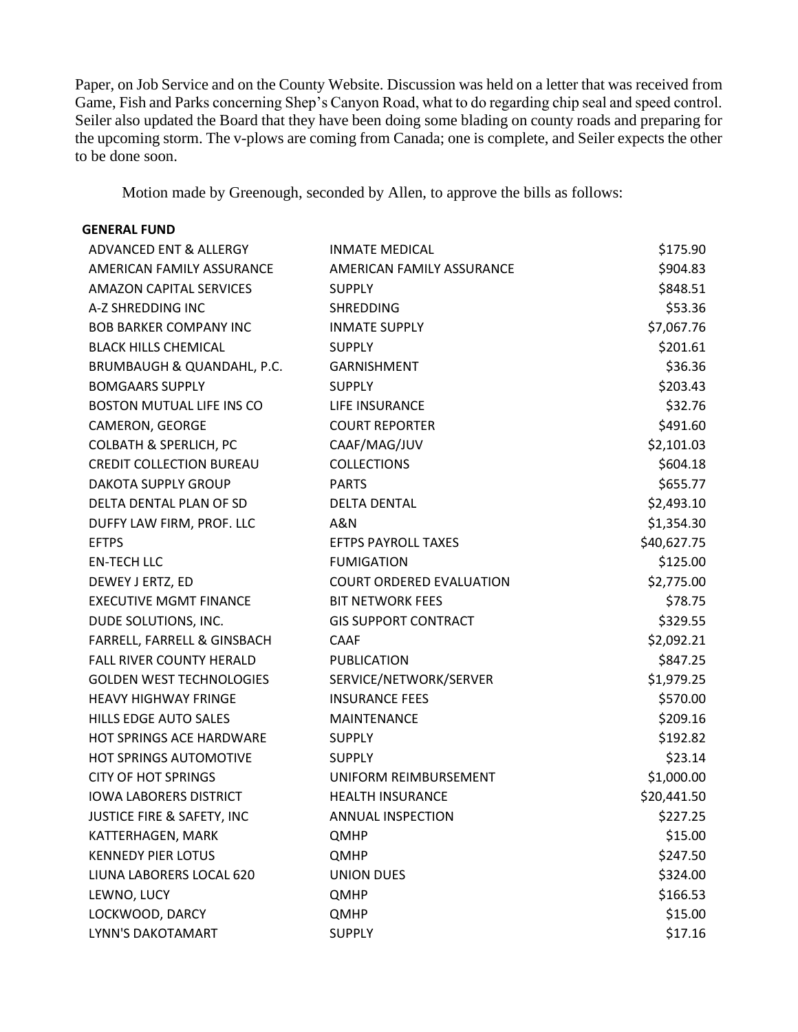Paper, on Job Service and on the County Website. Discussion was held on a letter that was received from Game, Fish and Parks concerning Shep's Canyon Road, what to do regarding chip seal and speed control. Seiler also updated the Board that they have been doing some blading on county roads and preparing for the upcoming storm. The v-plows are coming from Canada; one is complete, and Seiler expects the other to be done soon.

Motion made by Greenough, seconded by Allen, to approve the bills as follows:

**GENERAL FUND**

| | | |
|---|---|---|
| ADVANCED ENT & ALLERGY | INMATE MEDICAL | $175.90 |
| AMERICAN FAMILY ASSURANCE | AMERICAN FAMILY ASSURANCE | $904.83 |
| AMAZON CAPITAL SERVICES | SUPPLY | $848.51 |
| A-Z SHREDDING INC | SHREDDING | $53.36 |
| BOB BARKER COMPANY INC | INMATE SUPPLY | $7,067.76 |
| BLACK HILLS CHEMICAL | SUPPLY | $201.61 |
| BRUMBAUGH & QUANDAHL, P.C. | GARNISHMENT | $36.36 |
| BOMGAARS SUPPLY | SUPPLY | $203.43 |
| BOSTON MUTUAL LIFE INS CO | LIFE INSURANCE | $32.76 |
| CAMERON, GEORGE | COURT REPORTER | $491.60 |
| COLBATH & SPERLICH, PC | CAAF/MAG/JUV | $2,101.03 |
| CREDIT COLLECTION BUREAU | COLLECTIONS | $604.18 |
| DAKOTA SUPPLY GROUP | PARTS | $655.77 |
| DELTA DENTAL PLAN OF SD | DELTA DENTAL | $2,493.10 |
| DUFFY LAW FIRM, PROF. LLC | A&N | $1,354.30 |
| EFTPS | EFTPS PAYROLL TAXES | $40,627.75 |
| EN-TECH LLC | FUMIGATION | $125.00 |
| DEWEY J ERTZ, ED | COURT ORDERED EVALUATION | $2,775.00 |
| EXECUTIVE MGMT FINANCE | BIT NETWORK FEES | $78.75 |
| DUDE SOLUTIONS, INC. | GIS SUPPORT CONTRACT | $329.55 |
| FARRELL, FARRELL & GINSBACH | CAAF | $2,092.21 |
| FALL RIVER COUNTY HERALD | PUBLICATION | $847.25 |
| GOLDEN WEST TECHNOLOGIES | SERVICE/NETWORK/SERVER | $1,979.25 |
| HEAVY HIGHWAY FRINGE | INSURANCE FEES | $570.00 |
| HILLS EDGE AUTO SALES | MAINTENANCE | $209.16 |
| HOT SPRINGS ACE HARDWARE | SUPPLY | $192.82 |
| HOT SPRINGS AUTOMOTIVE | SUPPLY | $23.14 |
| CITY OF HOT SPRINGS | UNIFORM REIMBURSEMENT | $1,000.00 |
| IOWA LABORERS DISTRICT | HEALTH INSURANCE | $20,441.50 |
| JUSTICE FIRE & SAFETY, INC | ANNUAL INSPECTION | $227.25 |
| KATTERHAGEN, MARK | QMHP | $15.00 |
| KENNEDY PIER LOTUS | QMHP | $247.50 |
| LIUNA LABORERS LOCAL 620 | UNION DUES | $324.00 |
| LEWNO, LUCY | QMHP | $166.53 |
| LOCKWOOD, DARCY | QMHP | $15.00 |
| LYNN'S DAKOTAMART | SUPPLY | $17.16 |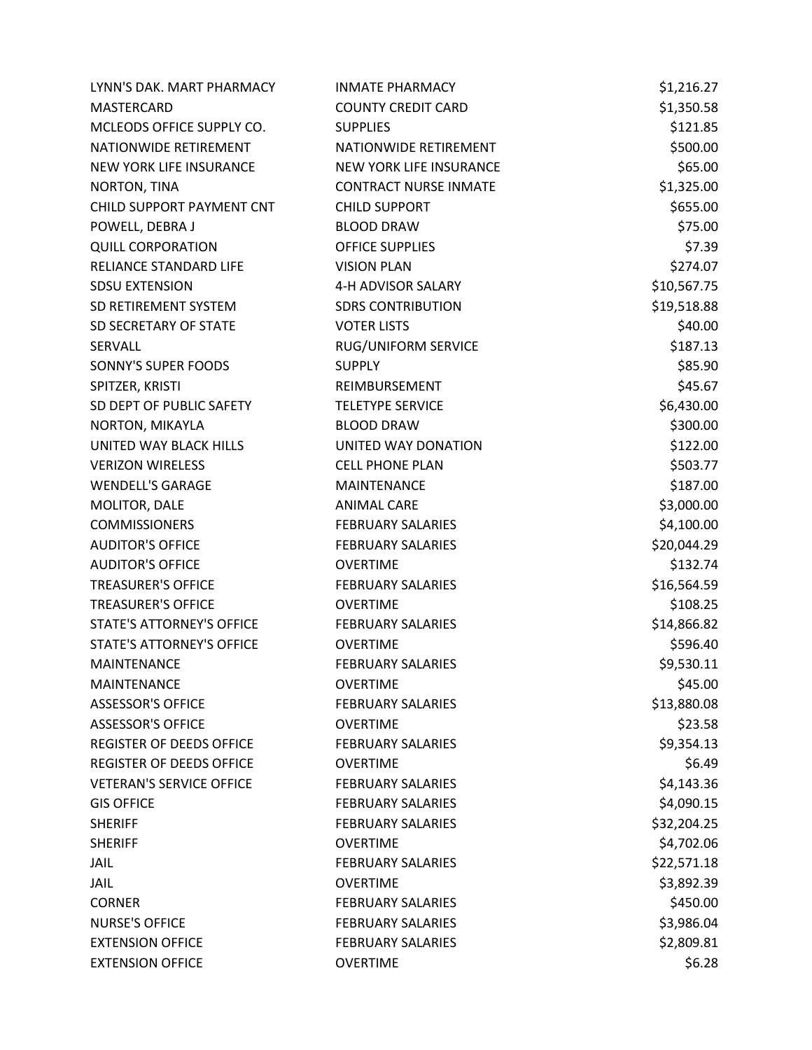| | | |
|---|---|---|
| LYNN'S DAK. MART PHARMACY | INMATE PHARMACY | $1,216.27 |
| MASTERCARD | COUNTY CREDIT CARD | $1,350.58 |
| MCLEODS OFFICE SUPPLY CO. | SUPPLIES | $121.85 |
| NATIONWIDE RETIREMENT | NATIONWIDE RETIREMENT | $500.00 |
| NEW YORK LIFE INSURANCE | NEW YORK LIFE INSURANCE | $65.00 |
| NORTON, TINA | CONTRACT NURSE INMATE | $1,325.00 |
| CHILD SUPPORT PAYMENT CNT | CHILD SUPPORT | $655.00 |
| POWELL, DEBRA J | BLOOD DRAW | $75.00 |
| QUILL CORPORATION | OFFICE SUPPLIES | $7.39 |
| RELIANCE STANDARD LIFE | VISION PLAN | $274.07 |
| SDSU EXTENSION | 4-H ADVISOR SALARY | $10,567.75 |
| SD RETIREMENT SYSTEM | SDRS CONTRIBUTION | $19,518.88 |
| SD SECRETARY OF STATE | VOTER LISTS | $40.00 |
| SERVALL | RUG/UNIFORM SERVICE | $187.13 |
| SONNY'S SUPER FOODS | SUPPLY | $85.90 |
| SPITZER, KRISTI | REIMBURSEMENT | $45.67 |
| SD DEPT OF PUBLIC SAFETY | TELETYPE SERVICE | $6,430.00 |
| NORTON, MIKAYLA | BLOOD DRAW | $300.00 |
| UNITED WAY BLACK HILLS | UNITED WAY DONATION | $122.00 |
| VERIZON WIRELESS | CELL PHONE PLAN | $503.77 |
| WENDELL'S GARAGE | MAINTENANCE | $187.00 |
| MOLITOR, DALE | ANIMAL CARE | $3,000.00 |
| COMMISSIONERS | FEBRUARY SALARIES | $4,100.00 |
| AUDITOR'S OFFICE | FEBRUARY SALARIES | $20,044.29 |
| AUDITOR'S OFFICE | OVERTIME | $132.74 |
| TREASURER'S OFFICE | FEBRUARY SALARIES | $16,564.59 |
| TREASURER'S OFFICE | OVERTIME | $108.25 |
| STATE'S ATTORNEY'S OFFICE | FEBRUARY SALARIES | $14,866.82 |
| STATE'S ATTORNEY'S OFFICE | OVERTIME | $596.40 |
| MAINTENANCE | FEBRUARY SALARIES | $9,530.11 |
| MAINTENANCE | OVERTIME | $45.00 |
| ASSESSOR'S OFFICE | FEBRUARY SALARIES | $13,880.08 |
| ASSESSOR'S OFFICE | OVERTIME | $23.58 |
| REGISTER OF DEEDS OFFICE | FEBRUARY SALARIES | $9,354.13 |
| REGISTER OF DEEDS OFFICE | OVERTIME | $6.49 |
| VETERAN'S SERVICE OFFICE | FEBRUARY SALARIES | $4,143.36 |
| GIS OFFICE | FEBRUARY SALARIES | $4,090.15 |
| SHERIFF | FEBRUARY SALARIES | $32,204.25 |
| SHERIFF | OVERTIME | $4,702.06 |
| JAIL | FEBRUARY SALARIES | $22,571.18 |
| JAIL | OVERTIME | $3,892.39 |
| CORNER | FEBRUARY SALARIES | $450.00 |
| NURSE'S OFFICE | FEBRUARY SALARIES | $3,986.04 |
| EXTENSION OFFICE | FEBRUARY SALARIES | $2,809.81 |
| EXTENSION OFFICE | OVERTIME | $6.28 |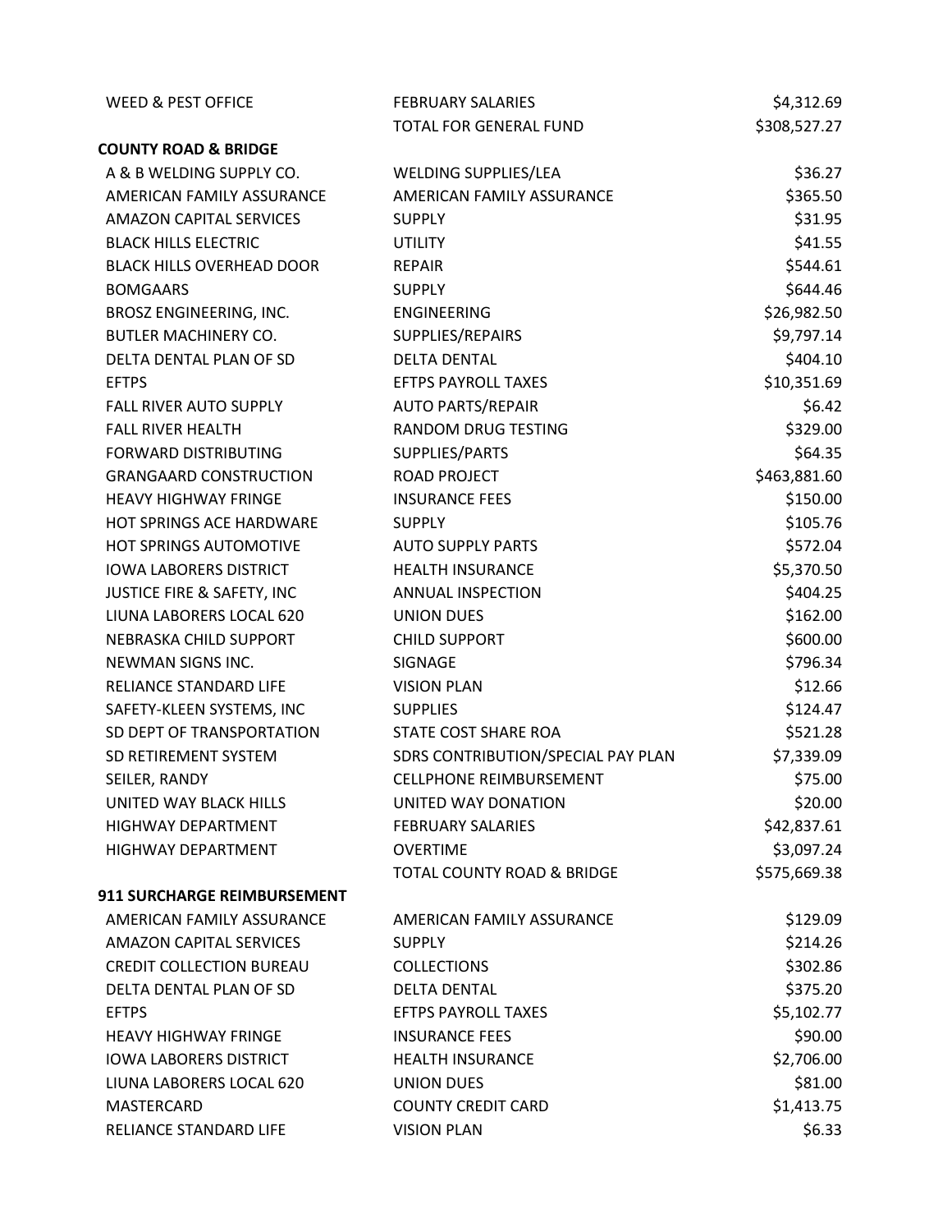| | | |
|---|---|---|
| WEED & PEST OFFICE | FEBRUARY SALARIES | $4,312.69 |
| | TOTAL FOR GENERAL FUND | $308,527.27 |
| **COUNTY ROAD & BRIDGE** | | |
| A & B WELDING SUPPLY CO. | WELDING SUPPLIES/LEA | $36.27 |
| AMERICAN FAMILY ASSURANCE | AMERICAN FAMILY ASSURANCE | $365.50 |
| AMAZON CAPITAL SERVICES | SUPPLY | $31.95 |
| BLACK HILLS ELECTRIC | UTILITY | $41.55 |
| BLACK HILLS OVERHEAD DOOR | REPAIR | $544.61 |
| BOMGAARS | SUPPLY | $644.46 |
| BROSZ ENGINEERING, INC. | ENGINEERING | $26,982.50 |
| BUTLER MACHINERY CO. | SUPPLIES/REPAIRS | $9,797.14 |
| DELTA DENTAL PLAN OF SD | DELTA DENTAL | $404.10 |
| EFTPS | EFTPS PAYROLL TAXES | $10,351.69 |
| FALL RIVER AUTO SUPPLY | AUTO PARTS/REPAIR | $6.42 |
| FALL RIVER HEALTH | RANDOM DRUG TESTING | $329.00 |
| FORWARD DISTRIBUTING | SUPPLIES/PARTS | $64.35 |
| GRANGAARD CONSTRUCTION | ROAD PROJECT | $463,881.60 |
| HEAVY HIGHWAY FRINGE | INSURANCE FEES | $150.00 |
| HOT SPRINGS ACE HARDWARE | SUPPLY | $105.76 |
| HOT SPRINGS AUTOMOTIVE | AUTO SUPPLY PARTS | $572.04 |
| IOWA LABORERS DISTRICT | HEALTH INSURANCE | $5,370.50 |
| JUSTICE FIRE & SAFETY, INC | ANNUAL INSPECTION | $404.25 |
| LIUNA LABORERS LOCAL 620 | UNION DUES | $162.00 |
| NEBRASKA CHILD SUPPORT | CHILD SUPPORT | $600.00 |
| NEWMAN SIGNS INC. | SIGNAGE | $796.34 |
| RELIANCE STANDARD LIFE | VISION PLAN | $12.66 |
| SAFETY-KLEEN SYSTEMS, INC | SUPPLIES | $124.47 |
| SD DEPT OF TRANSPORTATION | STATE COST SHARE ROA | $521.28 |
| SD RETIREMENT SYSTEM | SDRS CONTRIBUTION/SPECIAL PAY PLAN | $7,339.09 |
| SEILER, RANDY | CELLPHONE REIMBURSEMENT | $75.00 |
| UNITED WAY BLACK HILLS | UNITED WAY DONATION | $20.00 |
| HIGHWAY DEPARTMENT | FEBRUARY SALARIES | $42,837.61 |
| HIGHWAY DEPARTMENT | OVERTIME | $3,097.24 |
| | TOTAL COUNTY ROAD & BRIDGE | $575,669.38 |
| **911 SURCHARGE REIMBURSEMENT** | | |
| AMERICAN FAMILY ASSURANCE | AMERICAN FAMILY ASSURANCE | $129.09 |
| AMAZON CAPITAL SERVICES | SUPPLY | $214.26 |
| CREDIT COLLECTION BUREAU | COLLECTIONS | $302.86 |
| DELTA DENTAL PLAN OF SD | DELTA DENTAL | $375.20 |
| EFTPS | EFTPS PAYROLL TAXES | $5,102.77 |
| HEAVY HIGHWAY FRINGE | INSURANCE FEES | $90.00 |
| IOWA LABORERS DISTRICT | HEALTH INSURANCE | $2,706.00 |
| LIUNA LABORERS LOCAL 620 | UNION DUES | $81.00 |
| MASTERCARD | COUNTY CREDIT CARD | $1,413.75 |
| RELIANCE STANDARD LIFE | VISION PLAN | $6.33 |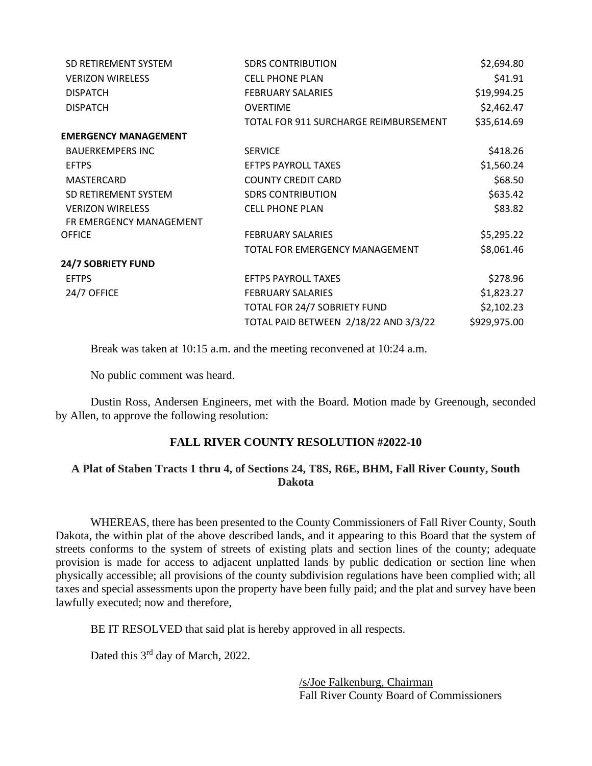| | | |
|---|---|---|
| SD RETIREMENT SYSTEM | SDRS CONTRIBUTION | $2,694.80 |
| VERIZON WIRELESS | CELL PHONE PLAN | $41.91 |
| DISPATCH | FEBRUARY SALARIES | $19,994.25 |
| DISPATCH | OVERTIME | $2,462.47 |
| | TOTAL FOR 911 SURCHARGE REIMBURSEMENT | $35,614.69 |
| **EMERGENCY MANAGEMENT** | | |
| BAUERKEMPERS INC | SERVICE | $418.26 |
| EFTPS | EFTPS PAYROLL TAXES | $1,560.24 |
| MASTERCARD | COUNTY CREDIT CARD | $68.50 |
| SD RETIREMENT SYSTEM | SDRS CONTRIBUTION | $635.42 |
| VERIZON WIRELESS | CELL PHONE PLAN | $83.82 |
| FR EMERGENCY MANAGEMENT OFFICE | FEBRUARY SALARIES | $5,295.22 |
| | TOTAL FOR EMERGENCY MANAGEMENT | $8,061.46 |
| **24/7 SOBRIETY FUND** | | |
| EFTPS | EFTPS PAYROLL TAXES | $278.96 |
| 24/7 OFFICE | FEBRUARY SALARIES | $1,823.27 |
| | TOTAL FOR 24/7 SOBRIETY FUND | $2,102.23 |
| | TOTAL PAID BETWEEN 2/18/22 AND 3/3/22 | $929,975.00 |

Break was taken at 10:15 a.m. and the meeting reconvened at 10:24 a.m.

No public comment was heard.

Dustin Ross, Andersen Engineers, met with the Board. Motion made by Greenough, seconded by Allen, to approve the following resolution:

**FALL RIVER COUNTY RESOLUTION #2022-10**

**A Plat of Staben Tracts 1 thru 4, of Sections 24, T8S, R6E, BHM, Fall River County, South Dakota**

WHEREAS, there has been presented to the County Commissioners of Fall River County, South Dakota, the within plat of the above described lands, and it appearing to this Board that the system of streets conforms to the system of streets of existing plats and section lines of the county; adequate provision is made for access to adjacent unplatted lands by public dedication or section line when physically accessible; all provisions of the county subdivision regulations have been complied with; all taxes and special assessments upon the property have been fully paid; and the plat and survey have been lawfully executed; now and therefore,

BE IT RESOLVED that said plat is hereby approved in all respects.

Dated this 3rd day of March, 2022.

/s/Joe Falkenburg, Chairman
Fall River County Board of Commissioners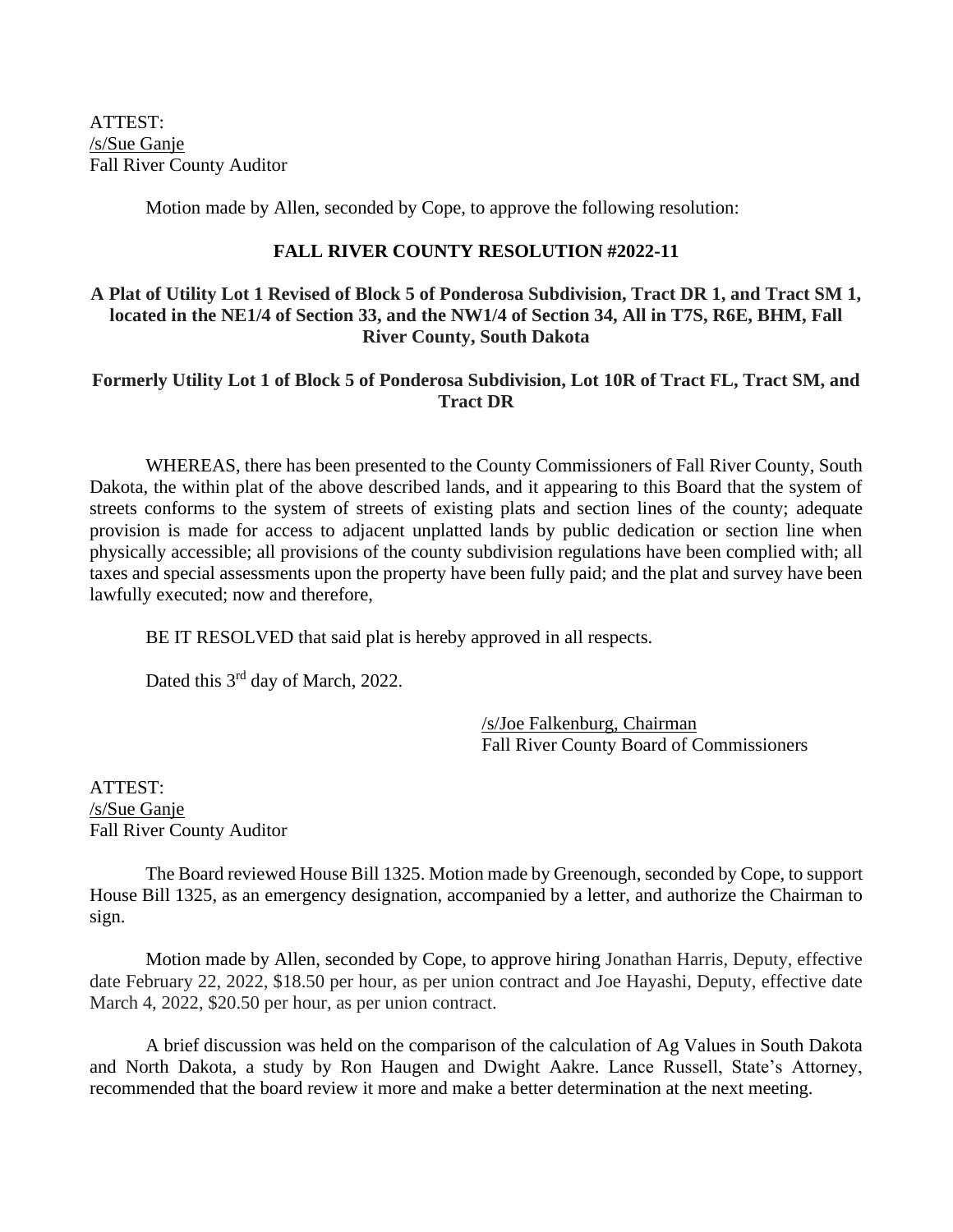ATTEST:
/s/Sue Ganje
Fall River County Auditor

Motion made by Allen, seconded by Cope, to approve the following resolution:

**FALL RIVER COUNTY RESOLUTION #2022-11**

**A Plat of Utility Lot 1 Revised of Block 5 of Ponderosa Subdivision, Tract DR 1, and Tract SM 1, located in the NE1/4 of Section 33, and the NW1/4 of Section 34, All in T7S, R6E, BHM, Fall River County, South Dakota**

**Formerly Utility Lot 1 of Block 5 of Ponderosa Subdivision, Lot 10R of Tract FL, Tract SM, and Tract DR**

WHEREAS, there has been presented to the County Commissioners of Fall River County, South Dakota, the within plat of the above described lands, and it appearing to this Board that the system of streets conforms to the system of streets of existing plats and section lines of the county; adequate provision is made for access to adjacent unplatted lands by public dedication or section line when physically accessible; all provisions of the county subdivision regulations have been complied with; all taxes and special assessments upon the property have been fully paid; and the plat and survey have been lawfully executed; now and therefore,

BE IT RESOLVED that said plat is hereby approved in all respects.

Dated this 3rd day of March, 2022.

/s/Joe Falkenburg, Chairman
Fall River County Board of Commissioners

ATTEST:
/s/Sue Ganje
Fall River County Auditor

The Board reviewed House Bill 1325. Motion made by Greenough, seconded by Cope, to support House Bill 1325, as an emergency designation, accompanied by a letter, and authorize the Chairman to sign.

Motion made by Allen, seconded by Cope, to approve hiring Jonathan Harris, Deputy, effective date February 22, 2022, $18.50 per hour, as per union contract and Joe Hayashi, Deputy, effective date March 4, 2022, $20.50 per hour, as per union contract.

A brief discussion was held on the comparison of the calculation of Ag Values in South Dakota and North Dakota, a study by Ron Haugen and Dwight Aakre. Lance Russell, State's Attorney, recommended that the board review it more and make a better determination at the next meeting.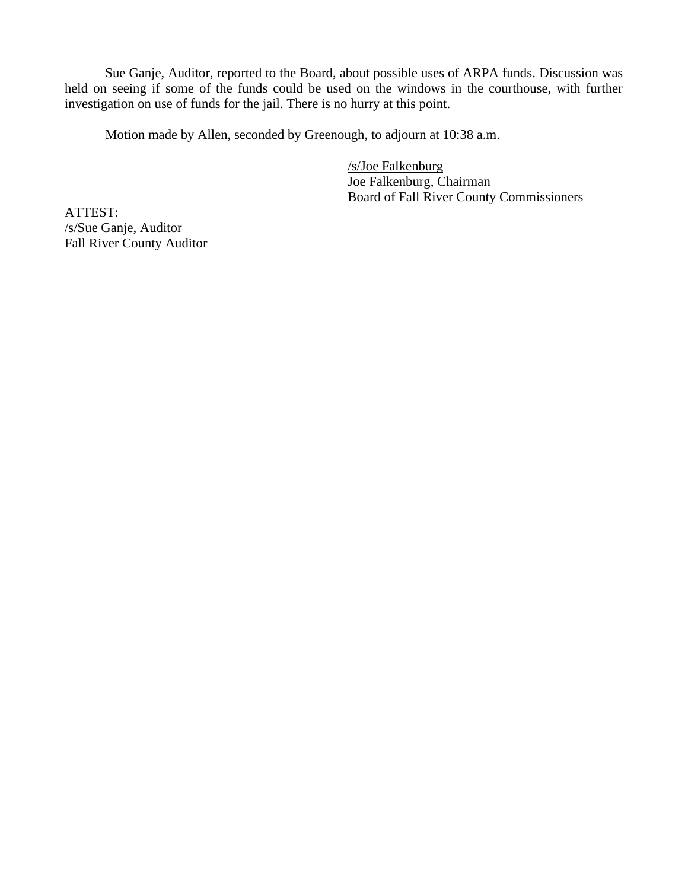Sue Ganje, Auditor, reported to the Board, about possible uses of ARPA funds. Discussion was held on seeing if some of the funds could be used on the windows in the courthouse, with further investigation on use of funds for the jail. There is no hurry at this point.

Motion made by Allen, seconded by Greenough, to adjourn at 10:38 a.m.

/s/Joe Falkenburg  
Joe Falkenburg, Chairman  
Board of Fall River County Commissioners

ATTEST:  
/s/Sue Ganje, Auditor  
Fall River County Auditor